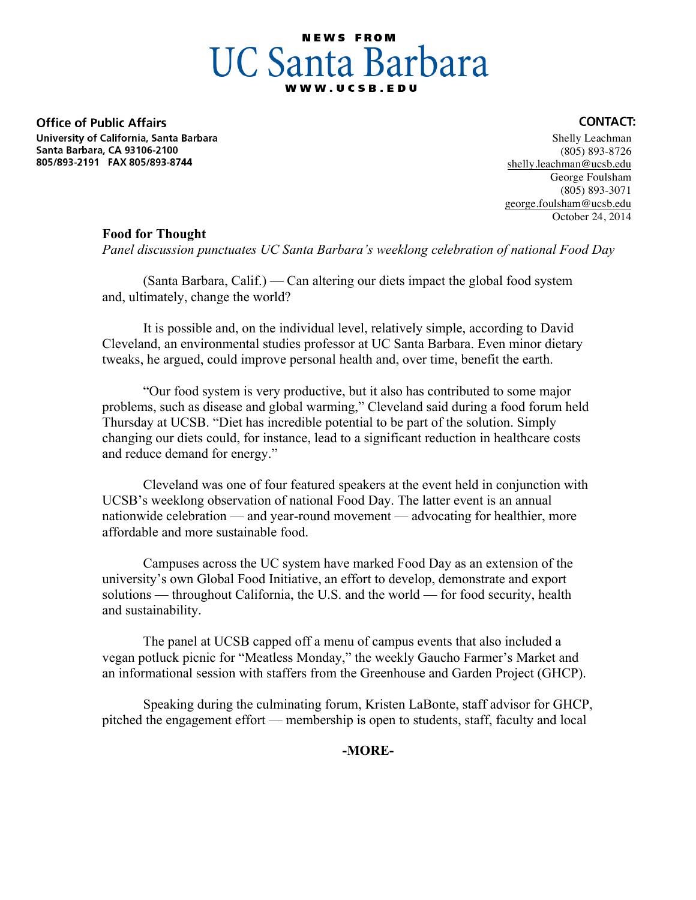**NEWS FROM**

# UC Santa Barbara

**WWW.UCSB.EDU**

**Office of Public Affairs**
**University of California, Santa Barbara**
**Santa Barbara, CA 93106-2100**
**805/893-2191 FAX 805/893-8744**

**CONTACT:**
Shelly Leachman
(805) 893-8726
shelly.leachman@ucsb.edu
George Foulsham
(805) 893-3071
george.foulsham@ucsb.edu
October 24, 2014

**Food for Thought**
*Panel discussion punctuates UC Santa Barbara's weeklong celebration of national Food Day*

(Santa Barbara, Calif.) — Can altering our diets impact the global food system and, ultimately, change the world?

It is possible and, on the individual level, relatively simple, according to David Cleveland, an environmental studies professor at UC Santa Barbara. Even minor dietary tweaks, he argued, could improve personal health and, over time, benefit the earth.

"Our food system is very productive, but it also has contributed to some major problems, such as disease and global warming," Cleveland said during a food forum held Thursday at UCSB. "Diet has incredible potential to be part of the solution. Simply changing our diets could, for instance, lead to a significant reduction in healthcare costs and reduce demand for energy."

Cleveland was one of four featured speakers at the event held in conjunction with UCSB's weeklong observation of national Food Day. The latter event is an annual nationwide celebration — and year-round movement — advocating for healthier, more affordable and more sustainable food.

Campuses across the UC system have marked Food Day as an extension of the university's own Global Food Initiative, an effort to develop, demonstrate and export solutions — throughout California, the U.S. and the world — for food security, health and sustainability.

The panel at UCSB capped off a menu of campus events that also included a vegan potluck picnic for "Meatless Monday," the weekly Gaucho Farmer's Market and an informational session with staffers from the Greenhouse and Garden Project (GHCP).

Speaking during the culminating forum, Kristen LaBonte, staff advisor for GHCP, pitched the engagement effort — membership is open to students, staff, faculty and local

**-MORE-**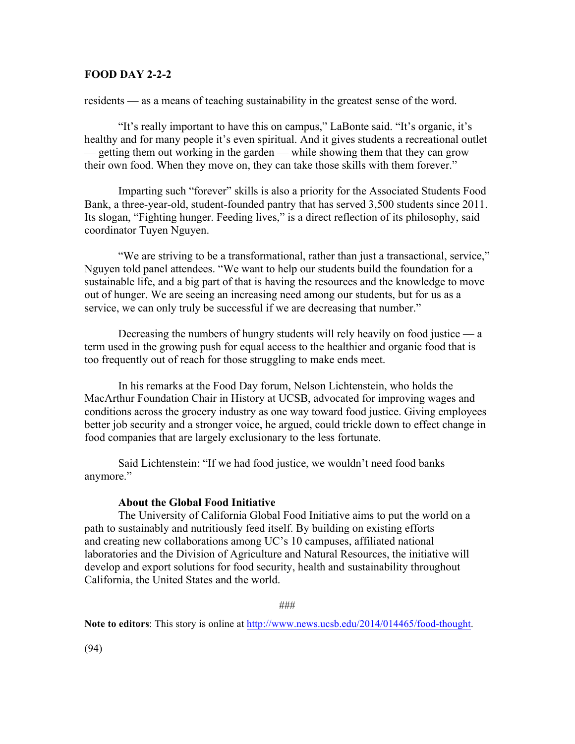residents — as a means of teaching sustainability in the greatest sense of the word.

"It's really important to have this on campus," LaBonte said. "It's organic, it's healthy and for many people it's even spiritual. And it gives students a recreational outlet — getting them out working in the garden — while showing them that they can grow their own food. When they move on, they can take those skills with them forever."

Imparting such "forever" skills is also a priority for the Associated Students Food Bank, a three-year-old, student-founded pantry that has served 3,500 students since 2011. Its slogan, "Fighting hunger. Feeding lives," is a direct reflection of its philosophy, said coordinator Tuyen Nguyen.

"We are striving to be a transformational, rather than just a transactional, service," Nguyen told panel attendees. "We want to help our students build the foundation for a sustainable life, and a big part of that is having the resources and the knowledge to move out of hunger. We are seeing an increasing need among our students, but for us as a service, we can only truly be successful if we are decreasing that number."

Decreasing the numbers of hungry students will rely heavily on food justice — a term used in the growing push for equal access to the healthier and organic food that is too frequently out of reach for those struggling to make ends meet.

In his remarks at the Food Day forum, Nelson Lichtenstein, who holds the MacArthur Foundation Chair in History at UCSB, advocated for improving wages and conditions across the grocery industry as one way toward food justice. Giving employees better job security and a stronger voice, he argued, could trickle down to effect change in food companies that are largely exclusionary to the less fortunate.

Said Lichtenstein: "If we had food justice, we wouldn't need food banks anymore."

**About the Global Food Initiative**

The University of California Global Food Initiative aims to put the world on a path to sustainably and nutritiously feed itself. By building on existing efforts and creating new collaborations among UC's 10 campuses, affiliated national laboratories and the Division of Agriculture and Natural Resources, the initiative will develop and export solutions for food security, health and sustainability throughout California, the United States and the world.

###

**Note to editors**: This story is online at http://www.news.ucsb.edu/2014/014465/food-thought.

(94)